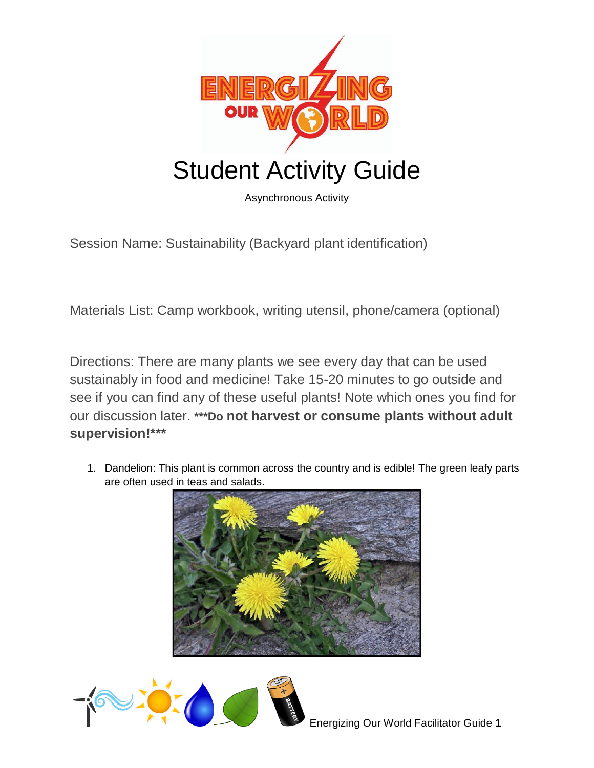# Student Activity Guide

Asynchronous Activity

Session Name: Sustainability (Backyard plant identification)

Materials List: Camp workbook, writing utensil, phone/camera (optional)

Directions: There are many plants we see every day that can be used sustainably in food and medicine! Take 15-20 minutes to go outside and see if you can find any of these useful plants! Note which ones you find for our discussion later. **\*\*\*Do not harvest or consume plants without adult supervision!\*\*\***

1. Dandelion: This plant is common across the country and is edible! The green leafy parts are often used in teas and salads.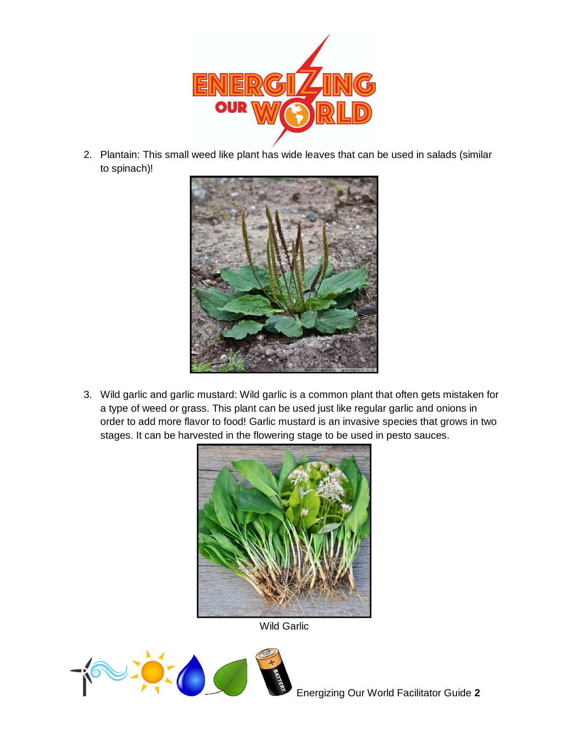2. Plantain: This small weed like plant has wide leaves that can be used in salads (similar to spinach)!

3. Wild garlic and garlic mustard: Wild garlic is a common plant that often gets mistaken for a type of weed or grass. This plant can be used just like regular garlic and onions in order to add more flavor to food! Garlic mustard is an invasive species that grows in two stages. It can be harvested in the flowering stage to be used in pesto sauces.

Wild Garlic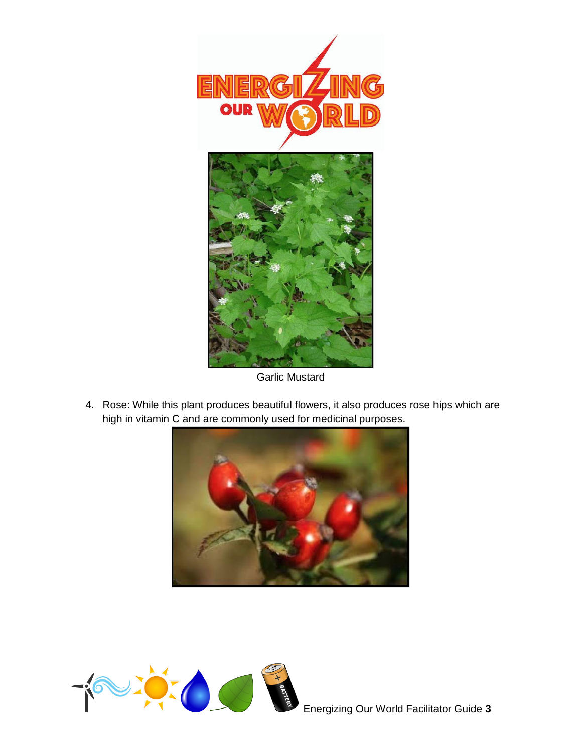Garlic Mustard

4. Rose: While this plant produces beautiful flowers, it also produces rose hips which are high in vitamin C and are commonly used for medicinal purposes.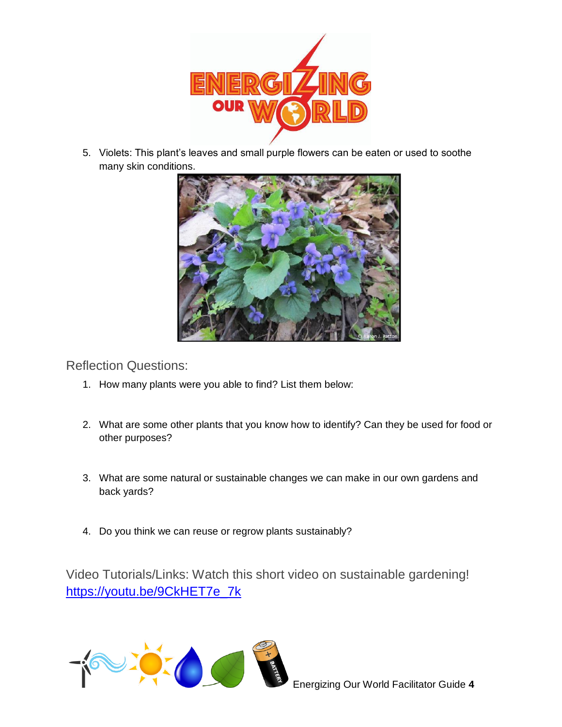5. Violets: This plant's leaves and small purple flowers can be eaten or used to soothe many skin conditions.

## Reflection Questions:

1. How many plants were you able to find? List them below:

2. What are some other plants that you know how to identify? Can they be used for food or other purposes?

3. What are some natural or sustainable changes we can make in our own gardens and back yards?

4. Do you think we can reuse or regrow plants sustainably?

## Video Tutorials/Links: Watch this short video on sustainable gardening!

https://youtu.be/9CkHET7e_7k